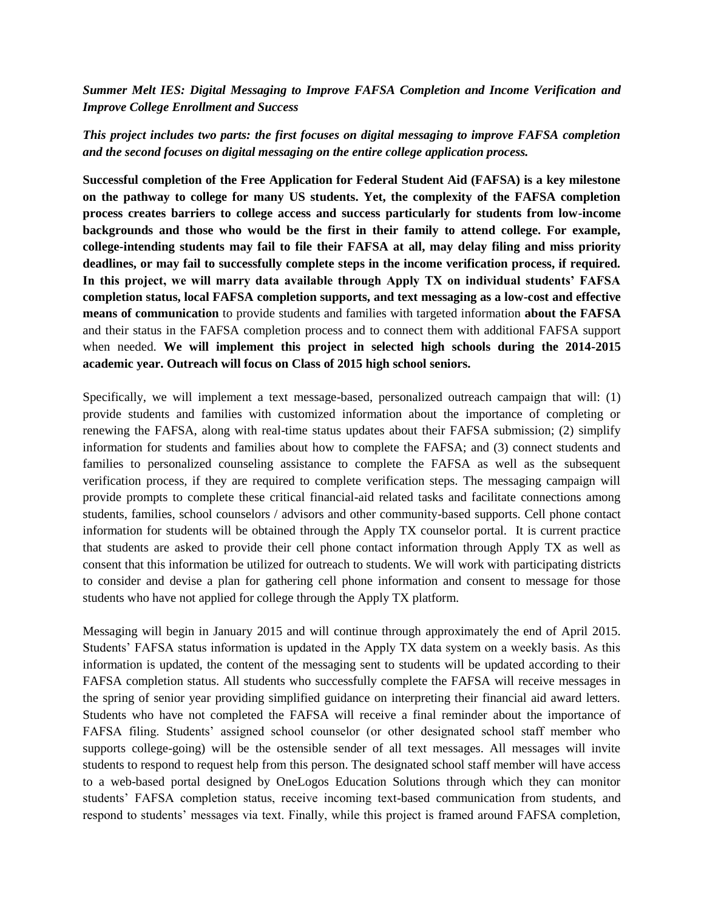***Summer Melt IES: Digital Messaging to Improve FAFSA Completion and Income Verification and Improve College Enrollment and Success***

***This project includes two parts: the first focuses on digital messaging to improve FAFSA completion and the second focuses on digital messaging on the entire college application process.***

**Successful completion of the Free Application for Federal Student Aid (FAFSA) is a key milestone on the pathway to college for many US students. Yet, the complexity of the FAFSA completion process creates barriers to college access and success particularly for students from low-income backgrounds and those who would be the first in their family to attend college. For example, college-intending students may fail to file their FAFSA at all, may delay filing and miss priority deadlines, or may fail to successfully complete steps in the income verification process, if required. In this project, we will marry data available through Apply TX on individual students' FAFSA completion status, local FAFSA completion supports, and text messaging as a low-cost and effective means of communication** to provide students and families with targeted information **about the FAFSA** and their status in the FAFSA completion process and to connect them with additional FAFSA support when needed. **We will implement this project in selected high schools during the 2014-2015 academic year. Outreach will focus on Class of 2015 high school seniors.**

Specifically, we will implement a text message-based, personalized outreach campaign that will: (1) provide students and families with customized information about the importance of completing or renewing the FAFSA, along with real-time status updates about their FAFSA submission; (2) simplify information for students and families about how to complete the FAFSA; and (3) connect students and families to personalized counseling assistance to complete the FAFSA as well as the subsequent verification process, if they are required to complete verification steps. The messaging campaign will provide prompts to complete these critical financial-aid related tasks and facilitate connections among students, families, school counselors / advisors and other community-based supports. Cell phone contact information for students will be obtained through the Apply TX counselor portal. It is current practice that students are asked to provide their cell phone contact information through Apply TX as well as consent that this information be utilized for outreach to students. We will work with participating districts to consider and devise a plan for gathering cell phone information and consent to message for those students who have not applied for college through the Apply TX platform.

Messaging will begin in January 2015 and will continue through approximately the end of April 2015. Students' FAFSA status information is updated in the Apply TX data system on a weekly basis. As this information is updated, the content of the messaging sent to students will be updated according to their FAFSA completion status. All students who successfully complete the FAFSA will receive messages in the spring of senior year providing simplified guidance on interpreting their financial aid award letters. Students who have not completed the FAFSA will receive a final reminder about the importance of FAFSA filing. Students' assigned school counselor (or other designated school staff member who supports college-going) will be the ostensible sender of all text messages. All messages will invite students to respond to request help from this person. The designated school staff member will have access to a web-based portal designed by OneLogos Education Solutions through which they can monitor students' FAFSA completion status, receive incoming text-based communication from students, and respond to students' messages via text. Finally, while this project is framed around FAFSA completion,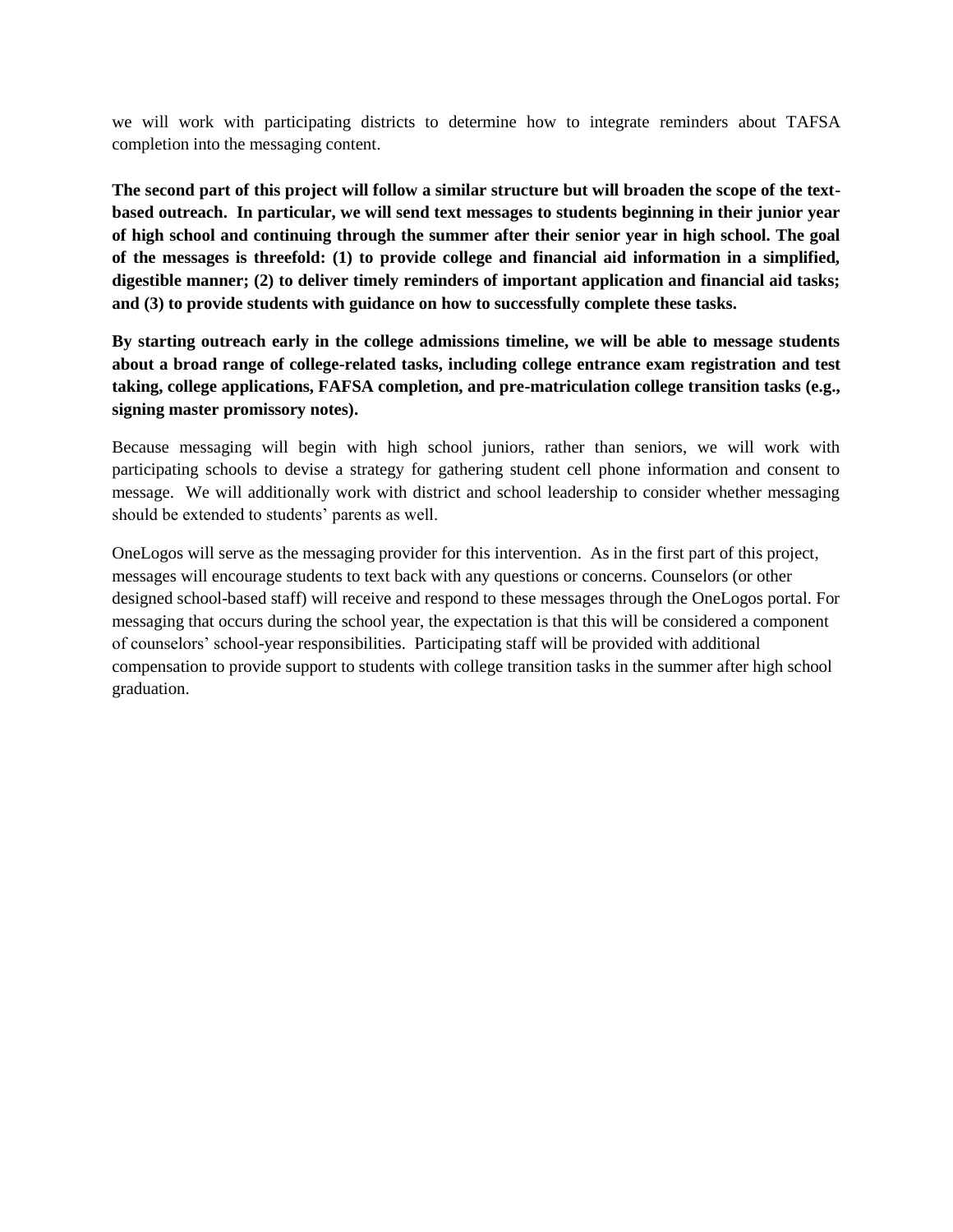we will work with participating districts to determine how to integrate reminders about TAFSA completion into the messaging content.

**The second part of this project will follow a similar structure but will broaden the scope of the text-based outreach. In particular, we will send text messages to students beginning in their junior year of high school and continuing through the summer after their senior year in high school. The goal of the messages is threefold: (1) to provide college and financial aid information in a simplified, digestible manner; (2) to deliver timely reminders of important application and financial aid tasks; and (3) to provide students with guidance on how to successfully complete these tasks.**

**By starting outreach early in the college admissions timeline, we will be able to message students about a broad range of college-related tasks, including college entrance exam registration and test taking, college applications, FAFSA completion, and pre-matriculation college transition tasks (e.g., signing master promissory notes).**

Because messaging will begin with high school juniors, rather than seniors, we will work with participating schools to devise a strategy for gathering student cell phone information and consent to message. We will additionally work with district and school leadership to consider whether messaging should be extended to students' parents as well.

OneLogos will serve as the messaging provider for this intervention. As in the first part of this project, messages will encourage students to text back with any questions or concerns. Counselors (or other designed school-based staff) will receive and respond to these messages through the OneLogos portal. For messaging that occurs during the school year, the expectation is that this will be considered a component of counselors' school-year responsibilities. Participating staff will be provided with additional compensation to provide support to students with college transition tasks in the summer after high school graduation.